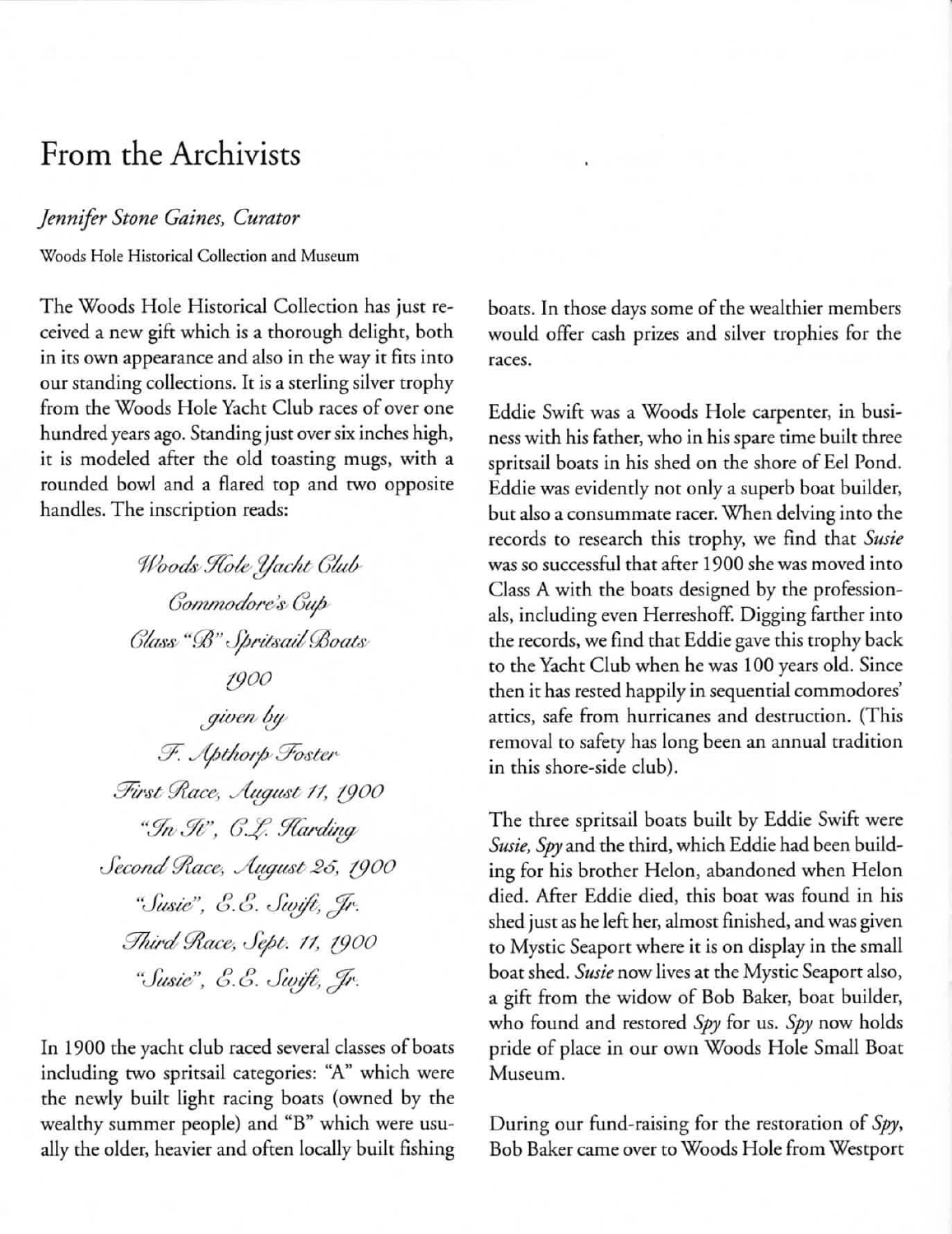# From the Archivists

*Jennifer Stone Gaines, Curator*

Woods Hole Historical Collection and Museum

The Woods Hole Historical Collection has just received a new gift which is a thorough delight, both in its own appearance and also in the way it fits into our standing collections. It is a sterling silver trophy from the Woods Hole Yacht Club races of over one hundred years ago. Standing just over six inches high, it is modeled after the old toasting mugs, with a rounded bowl and a flared top and two opposite handles. The inscription reads:

> *Woods Hole Yacht Club*
> *Commodore's Cup*
> *Class "B" Spritsail Boats*
> *1900*
> *given by*
> *F. Apthorp Foster*
> *First Race, August 11, 1900*
> *"In It", C.L. Harding*
> *Second Race, August 25, 1900*
> *"Susie", E.E. Swift, Jr.*
> *Third Race, Sept. 11, 1900*
> *"Susie", E.E. Swift, Jr.*

In 1900 the yacht club raced several classes of boats including two spritsail categories: "A" which were the newly built light racing boats (owned by the wealthy summer people) and "B" which were usually the older, heavier and often locally built fishing boats. In those days some of the wealthier members would offer cash prizes and silver trophies for the races.

Eddie Swift was a Woods Hole carpenter, in business with his father, who in his spare time built three spritsail boats in his shed on the shore of Eel Pond. Eddie was evidently not only a superb boat builder, but also a consummate racer. When delving into the records to research this trophy, we find that *Susie* was so successful that after 1900 she was moved into Class A with the boats designed by the professionals, including even Herreshoff. Digging farther into the records, we find that Eddie gave this trophy back to the Yacht Club when he was 100 years old. Since then it has rested happily in sequential commodores' attics, safe from hurricanes and destruction. (This removal to safety has long been an annual tradition in this shore-side club).

The three spritsail boats built by Eddie Swift were *Susie*, *Spy* and the third, which Eddie had been building for his brother Helon, abandoned when Helon died. After Eddie died, this boat was found in his shed just as he left her, almost finished, and was given to Mystic Seaport where it is on display in the small boat shed. *Susie* now lives at the Mystic Seaport also, a gift from the widow of Bob Baker, boat builder, who found and restored *Spy* for us. *Spy* now holds pride of place in our own Woods Hole Small Boat Museum.

During our fund-raising for the restoration of *Spy*, Bob Baker came over to Woods Hole from Westport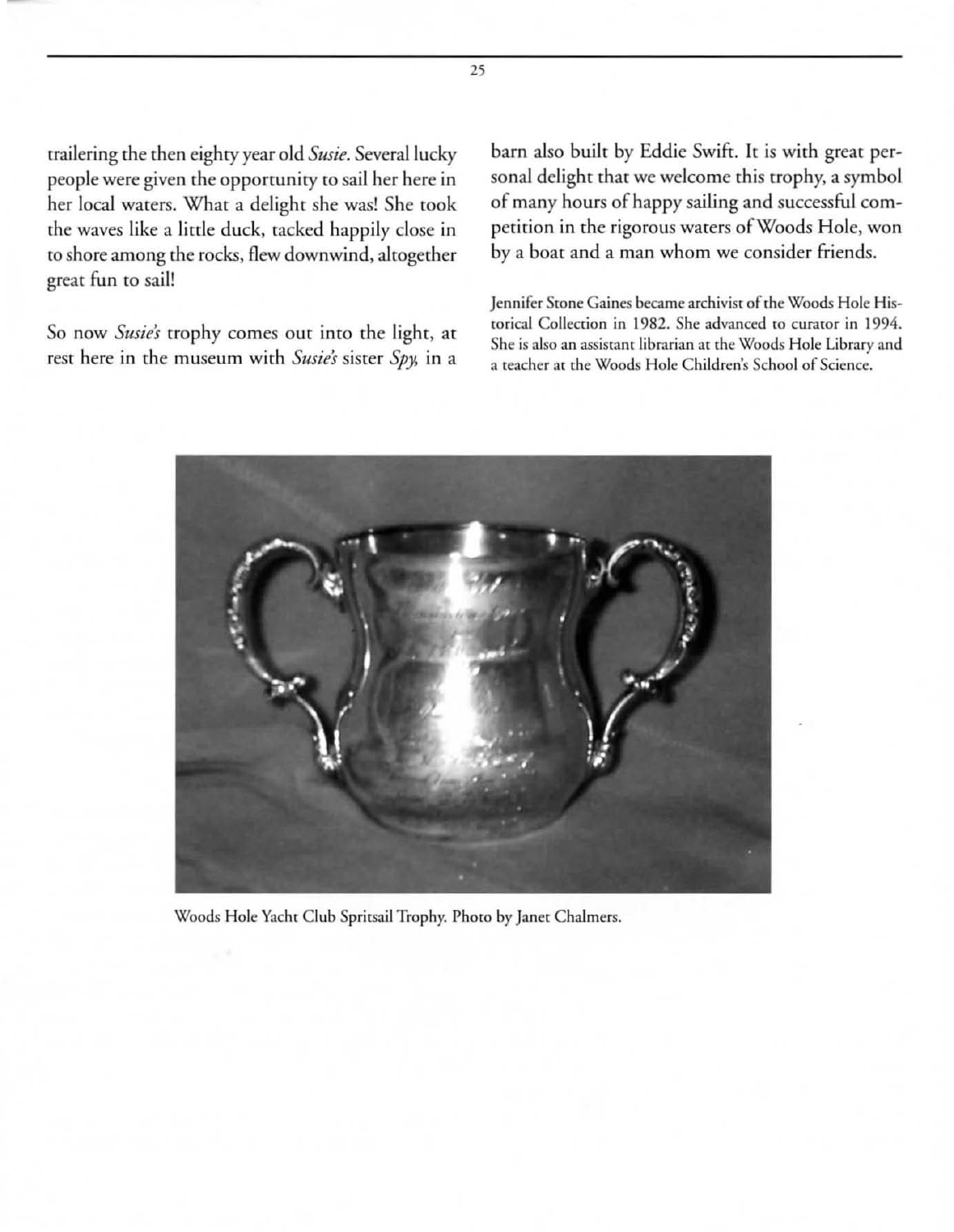trailering the then eighty year old *Susie*. Several lucky people were given the opportunity to sail her here in her local waters. What a delight she was! She took the waves like a little duck, tacked happily close in to shore among the rocks, flew downwind, altogether great fun to sail!

So now *Susie's* trophy comes out into the light, at rest here in the museum with *Susie's* sister *Spy*, in a barn also built by Eddie Swift. It is with great personal delight that we welcome this trophy, a symbol of many hours of happy sailing and successful competition in the rigorous waters of Woods Hole, won by a boat and a man whom we consider friends.

Jennifer Stone Gaines became archivist of the Woods Hole Historical Collection in 1982. She advanced to curator in 1994. She is also an assistant librarian at the Woods Hole Library and a teacher at the Woods Hole Children's School of Science.

Woods Hole Yacht Club Spritsail Trophy. Photo by Janet Chalmers.